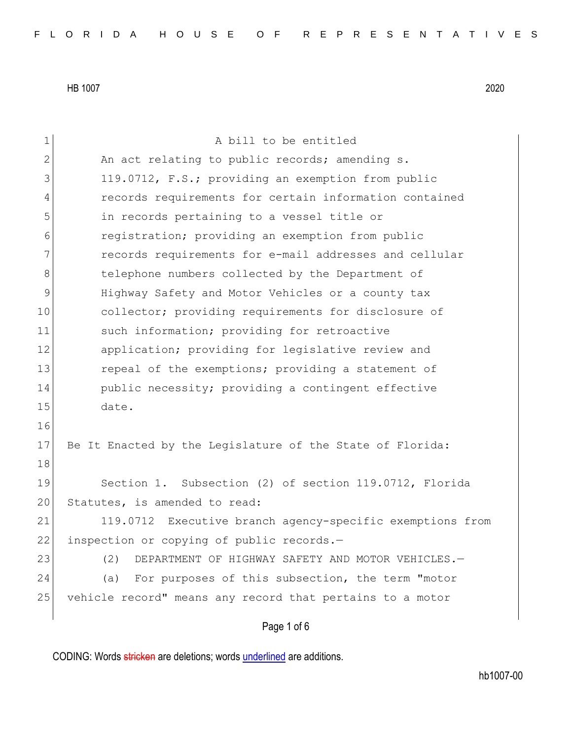HB 1007 2020

A bill to be entitled

An act relating to public records; amending s. 119.0712, F.S.; providing an exemption from public records requirements for certain information contained in records pertaining to a vessel title or registration; providing an exemption from public records requirements for e-mail addresses and cellular telephone numbers collected by the Department of Highway Safety and Motor Vehicles or a county tax collector; providing requirements for disclosure of such information; providing for retroactive application; providing for legislative review and repeal of the exemptions; providing a statement of public necessity; providing a contingent effective date.

Be It Enacted by the Legislature of the State of Florida:

Section 1. Subsection (2) of section 119.0712, Florida Statutes, is amended to read:

119.0712 Executive branch agency-specific exemptions from inspection or copying of public records.—

(2) DEPARTMENT OF HIGHWAY SAFETY AND MOTOR VEHICLES.—

(a) For purposes of this subsection, the term "motor vehicle record" means any record that pertains to a motor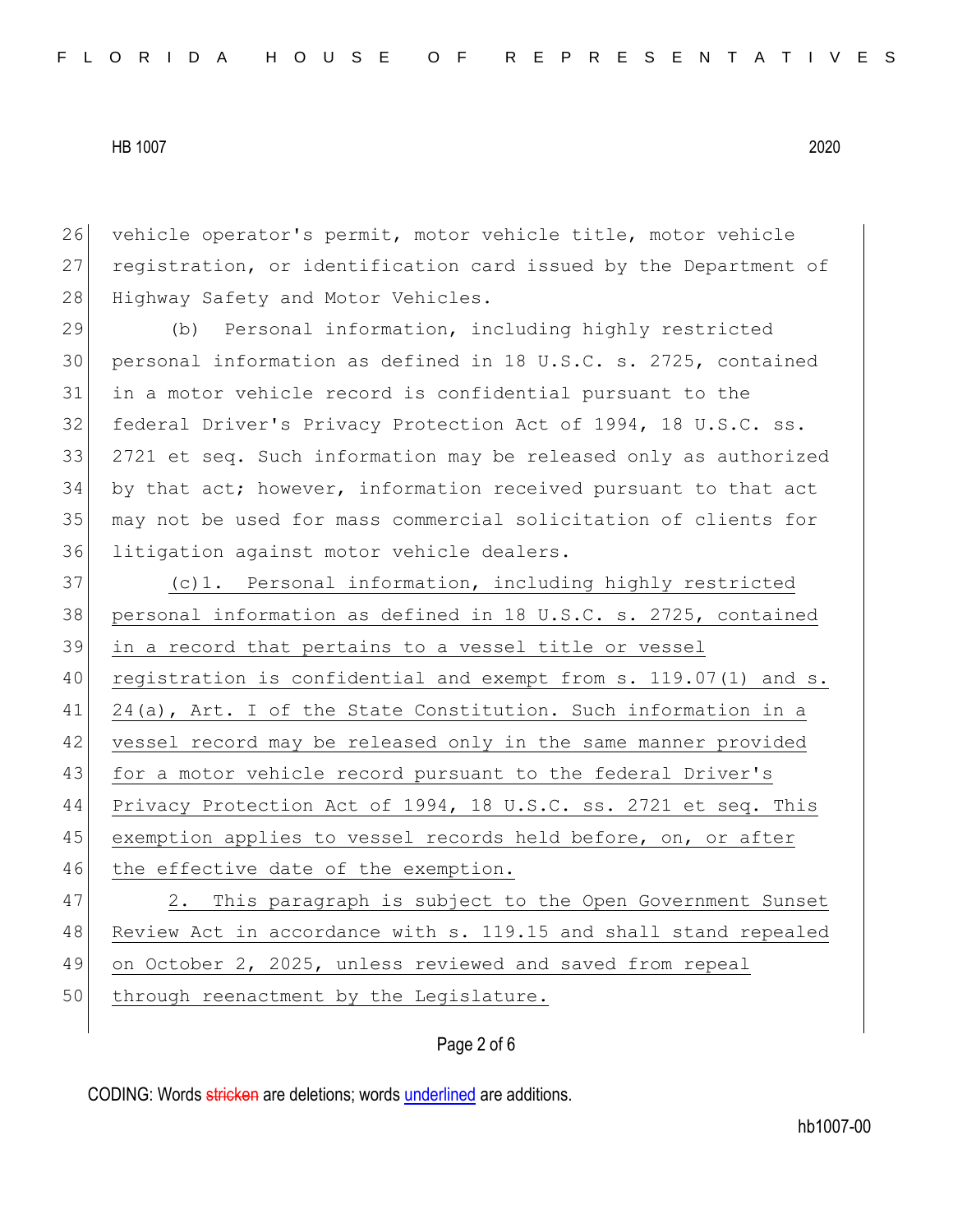vehicle operator's permit, motor vehicle title, motor vehicle registration, or identification card issued by the Department of Highway Safety and Motor Vehicles.

(b) Personal information, including highly restricted personal information as defined in 18 U.S.C. s. 2725, contained in a motor vehicle record is confidential pursuant to the federal Driver's Privacy Protection Act of 1994, 18 U.S.C. ss. 2721 et seq. Such information may be released only as authorized by that act; however, information received pursuant to that act may not be used for mass commercial solicitation of clients for litigation against motor vehicle dealers.

<u>(c)1. Personal information, including highly restricted personal information as defined in 18 U.S.C. s. 2725, contained in a record that pertains to a vessel title or vessel registration is confidential and exempt from s. 119.07(1) and s. 24(a), Art. I of the State Constitution. Such information in a vessel record may be released only in the same manner provided for a motor vehicle record pursuant to the federal Driver's Privacy Protection Act of 1994, 18 U.S.C. ss. 2721 et seq. This exemption applies to vessel records held before, on, or after the effective date of the exemption.</u>

<u>2. This paragraph is subject to the Open Government Sunset Review Act in accordance with s. 119.15 and shall stand repealed on October 2, 2025, unless reviewed and saved from repeal through reenactment by the Legislature.</u>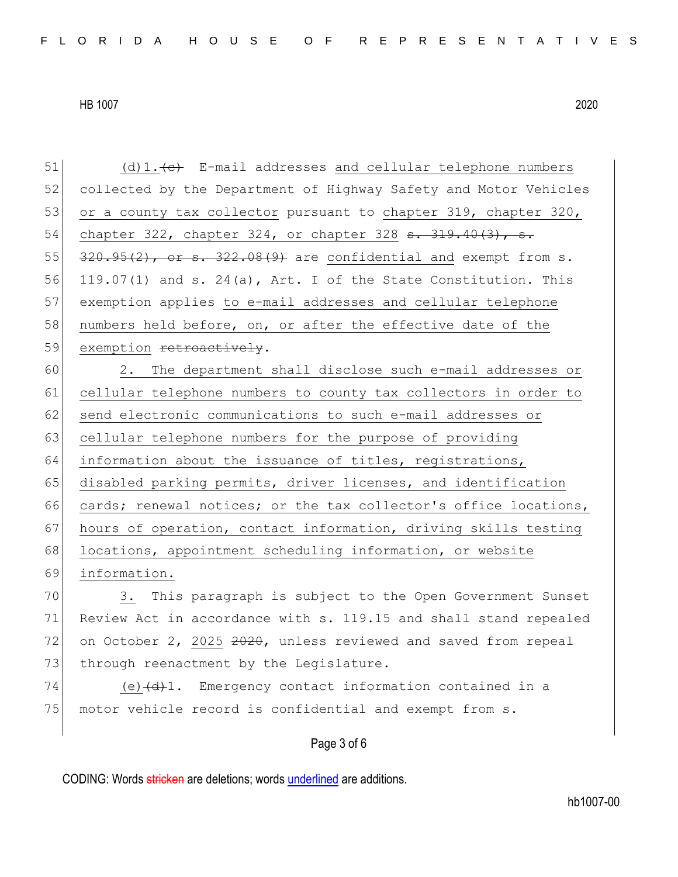(d)1.~~(c)~~ E-mail addresses <u>and cellular telephone numbers</u> collected by the Department of Highway Safety and Motor Vehicles <u>or a county tax collector</u> pursuant to <u>chapter 319, chapter 320, chapter 322, chapter 324, or chapter 328</u> ~~s. 319.40(3), s. 320.95(2), or s. 322.08(9)~~ are <u>confidential and</u> exempt from s. 119.07(1) and s. 24(a), Art. I of the State Constitution. This exemption applies <u>to e-mail addresses and cellular telephone numbers held before, on, or after the effective date of the exemption</u> ~~retroactively~~.

<u>2. The department shall disclose such e-mail addresses or cellular telephone numbers to county tax collectors in order to send electronic communications to such e-mail addresses or cellular telephone numbers for the purpose of providing information about the issuance of titles, registrations, disabled parking permits, driver licenses, and identification cards; renewal notices; or the tax collector's office locations, hours of operation, contact information, driving skills testing locations, appointment scheduling information, or website information.</u>

<u>3.</u> This paragraph is subject to the Open Government Sunset Review Act in accordance with s. 119.15 and shall stand repealed on October 2, <u>2025</u> ~~2020~~, unless reviewed and saved from repeal through reenactment by the Legislature.

<u>(e)</u>~~(d)~~1. Emergency contact information contained in a motor vehicle record is confidential and exempt from s.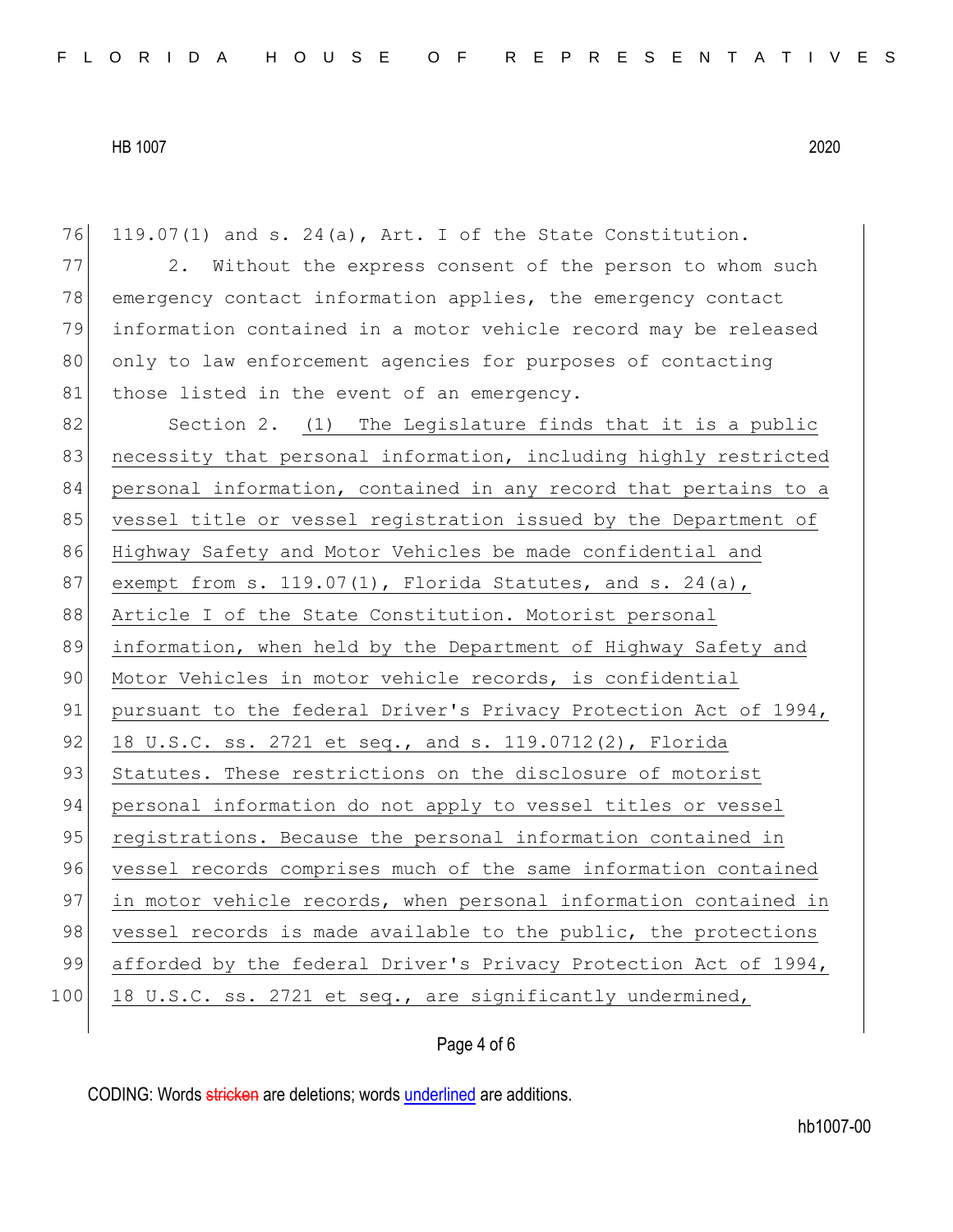119.07(1) and s. 24(a), Art. I of the State Constitution.

2. Without the express consent of the person to whom such emergency contact information applies, the emergency contact information contained in a motor vehicle record may be released only to law enforcement agencies for purposes of contacting those listed in the event of an emergency.

Section 2. <u>(1) The Legislature finds that it is a public necessity that personal information, including highly restricted personal information, contained in any record that pertains to a vessel title or vessel registration issued by the Department of Highway Safety and Motor Vehicles be made confidential and exempt from s. 119.07(1), Florida Statutes, and s. 24(a), Article I of the State Constitution. Motorist personal information, when held by the Department of Highway Safety and Motor Vehicles in motor vehicle records, is confidential pursuant to the federal Driver's Privacy Protection Act of 1994, 18 U.S.C. ss. 2721 et seq., and s. 119.0712(2), Florida Statutes. These restrictions on the disclosure of motorist personal information do not apply to vessel titles or vessel registrations. Because the personal information contained in vessel records comprises much of the same information contained in motor vehicle records, when personal information contained in vessel records is made available to the public, the protections afforded by the federal Driver's Privacy Protection Act of 1994, 18 U.S.C. ss. 2721 et seq., are significantly undermined,</u>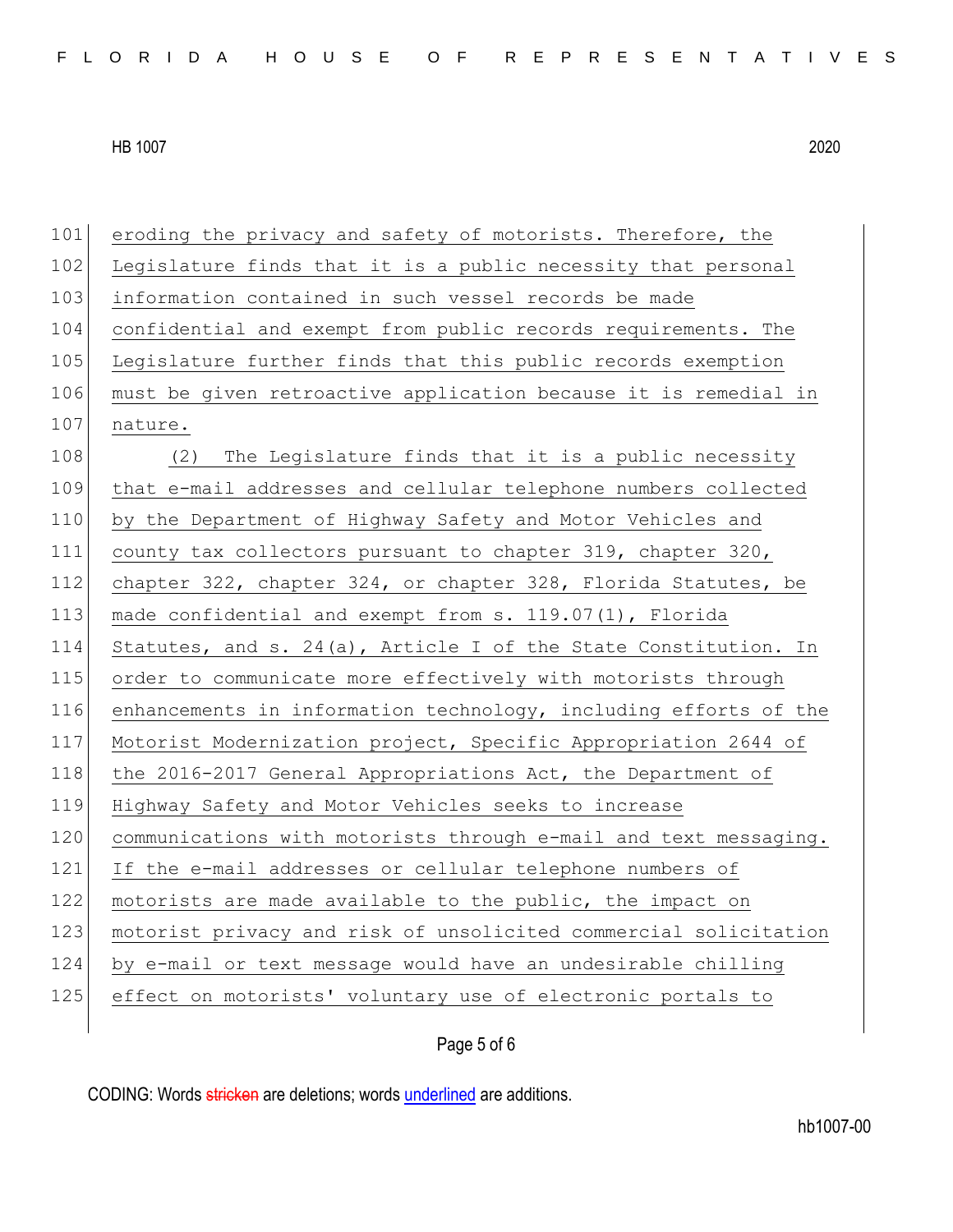eroding the privacy and safety of motorists. Therefore, the Legislature finds that it is a public necessity that personal information contained in such vessel records be made confidential and exempt from public records requirements. The Legislature further finds that this public records exemption must be given retroactive application because it is remedial in nature.

(2) The Legislature finds that it is a public necessity that e-mail addresses and cellular telephone numbers collected by the Department of Highway Safety and Motor Vehicles and county tax collectors pursuant to chapter 319, chapter 320, chapter 322, chapter 324, or chapter 328, Florida Statutes, be made confidential and exempt from s. 119.07(1), Florida Statutes, and s. 24(a), Article I of the State Constitution. In order to communicate more effectively with motorists through enhancements in information technology, including efforts of the Motorist Modernization project, Specific Appropriation 2644 of the 2016-2017 General Appropriations Act, the Department of Highway Safety and Motor Vehicles seeks to increase communications with motorists through e-mail and text messaging. If the e-mail addresses or cellular telephone numbers of motorists are made available to the public, the impact on motorist privacy and risk of unsolicited commercial solicitation by e-mail or text message would have an undesirable chilling effect on motorists' voluntary use of electronic portals to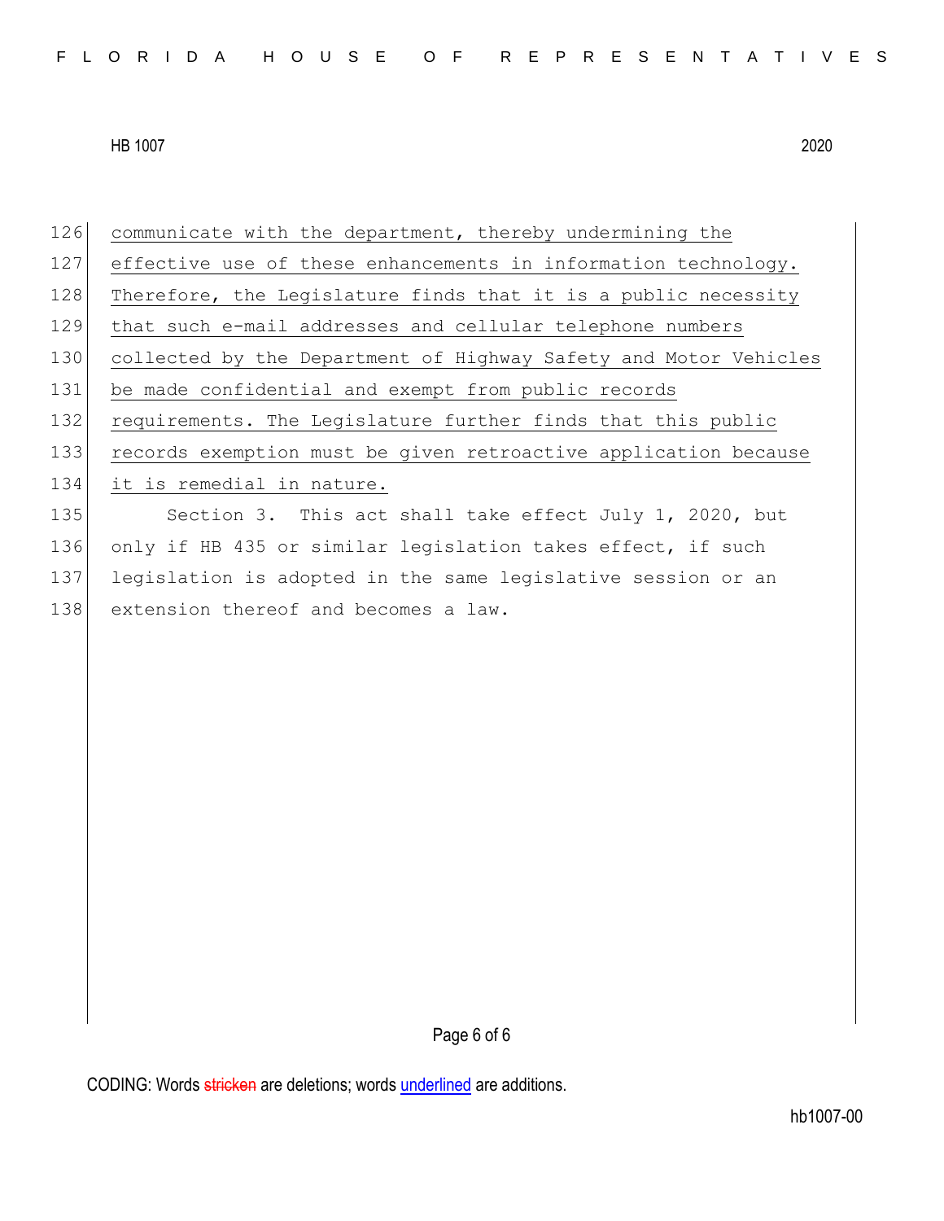126 communicate with the department, thereby undermining the
127 effective use of these enhancements in information technology.
128 Therefore, the Legislature finds that it is a public necessity
129 that such e-mail addresses and cellular telephone numbers
130 collected by the Department of Highway Safety and Motor Vehicles
131 be made confidential and exempt from public records
132 requirements. The Legislature further finds that this public
133 records exemption must be given retroactive application because
134 it is remedial in nature.
135 Section 3. This act shall take effect July 1, 2020, but
136 only if HB 435 or similar legislation takes effect, if such
137 legislation is adopted in the same legislative session or an
138 extension thereof and becomes a law.

CODING: Words stricken are deletions; words underlined are additions.

hb1007-00